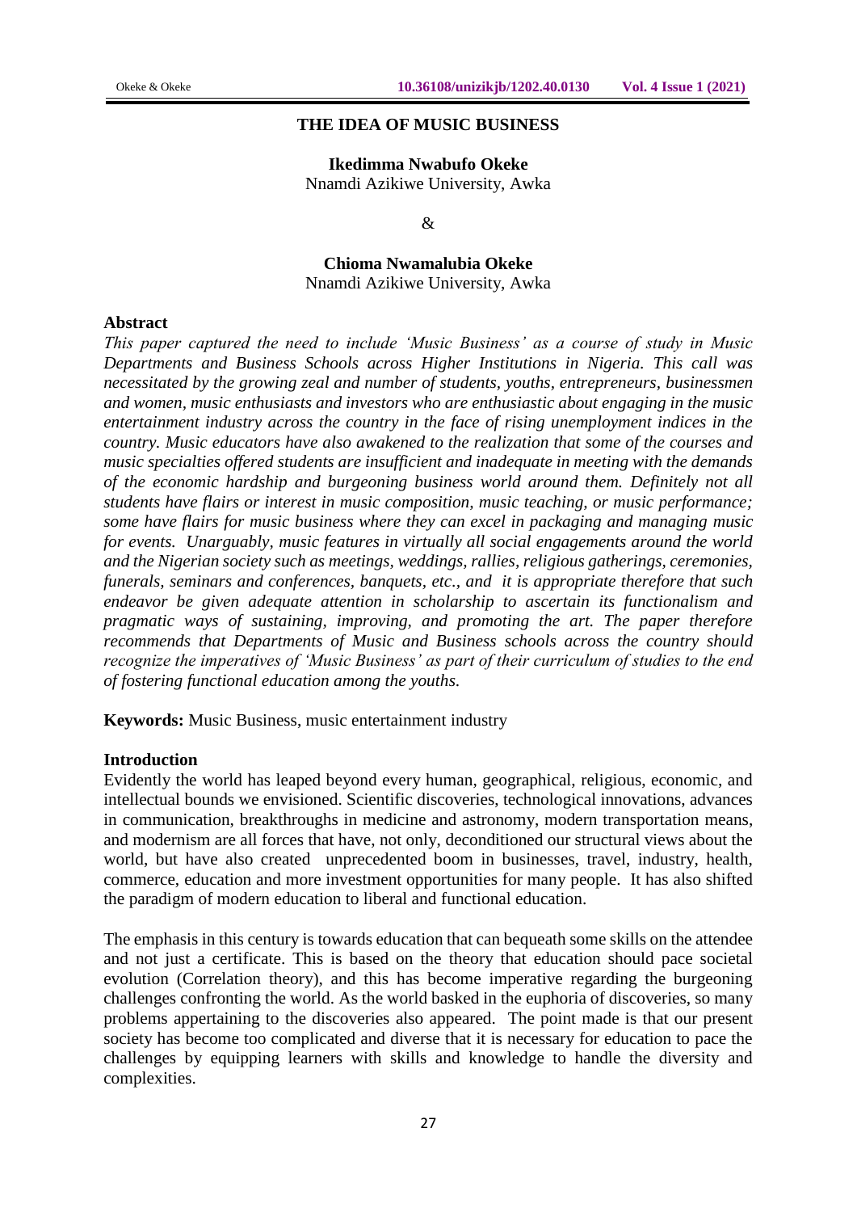# THE IDEA OF MUSIC BUSINESS

**Ikedimma Nwabufo Okeke**
Nnamdi Azikiwe University, Awka

&

**Chioma Nwamalubia Okeke**
Nnamdi Azikiwe University, Awka

## Abstract

*This paper captured the need to include 'Music Business' as a course of study in Music Departments and Business Schools across Higher Institutions in Nigeria. This call was necessitated by the growing zeal and number of students, youths, entrepreneurs, businessmen and women, music enthusiasts and investors who are enthusiastic about engaging in the music entertainment industry across the country in the face of rising unemployment indices in the country. Music educators have also awakened to the realization that some of the courses and music specialties offered students are insufficient and inadequate in meeting with the demands of the economic hardship and burgeoning business world around them. Definitely not all students have flairs or interest in music composition, music teaching, or music performance; some have flairs for music business where they can excel in packaging and managing music for events. Unarguably, music features in virtually all social engagements around the world and the Nigerian society such as meetings, weddings, rallies, religious gatherings, ceremonies, funerals, seminars and conferences, banquets, etc., and it is appropriate therefore that such endeavor be given adequate attention in scholarship to ascertain its functionalism and pragmatic ways of sustaining, improving, and promoting the art. The paper therefore recommends that Departments of Music and Business schools across the country should recognize the imperatives of 'Music Business' as part of their curriculum of studies to the end of fostering functional education among the youths.*

**Keywords:** Music Business, music entertainment industry

## Introduction

Evidently the world has leaped beyond every human, geographical, religious, economic, and intellectual bounds we envisioned. Scientific discoveries, technological innovations, advances in communication, breakthroughs in medicine and astronomy, modern transportation means, and modernism are all forces that have, not only, deconditioned our structural views about the world, but have also created unprecedented boom in businesses, travel, industry, health, commerce, education and more investment opportunities for many people. It has also shifted the paradigm of modern education to liberal and functional education.

The emphasis in this century is towards education that can bequeath some skills on the attendee and not just a certificate. This is based on the theory that education should pace societal evolution (Correlation theory), and this has become imperative regarding the burgeoning challenges confronting the world. As the world basked in the euphoria of discoveries, so many problems appertaining to the discoveries also appeared. The point made is that our present society has become too complicated and diverse that it is necessary for education to pace the challenges by equipping learners with skills and knowledge to handle the diversity and complexities.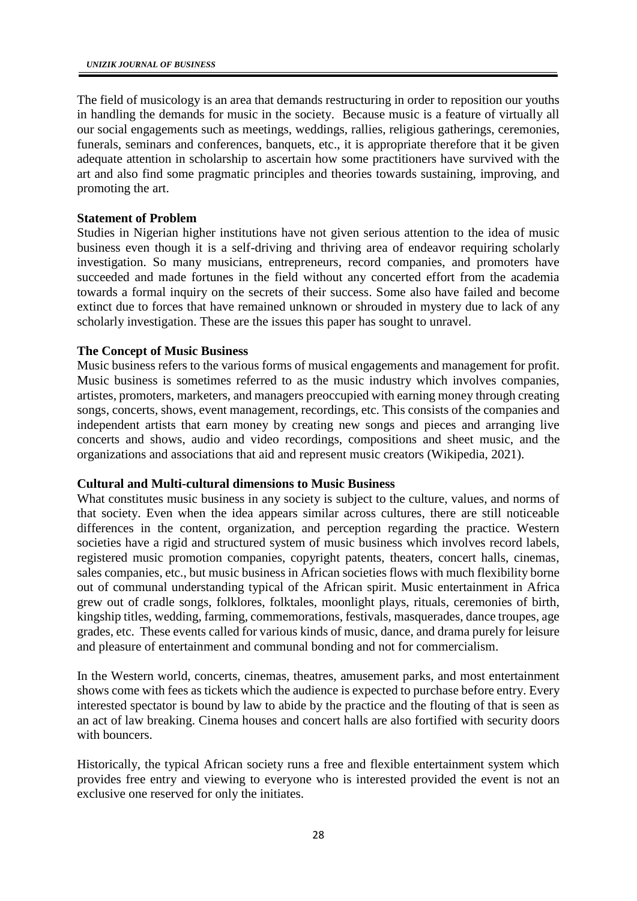The field of musicology is an area that demands restructuring in order to reposition our youths in handling the demands for music in the society. Because music is a feature of virtually all our social engagements such as meetings, weddings, rallies, religious gatherings, ceremonies, funerals, seminars and conferences, banquets, etc., it is appropriate therefore that it be given adequate attention in scholarship to ascertain how some practitioners have survived with the art and also find some pragmatic principles and theories towards sustaining, improving, and promoting the art.

**Statement of Problem**

Studies in Nigerian higher institutions have not given serious attention to the idea of music business even though it is a self-driving and thriving area of endeavor requiring scholarly investigation. So many musicians, entrepreneurs, record companies, and promoters have succeeded and made fortunes in the field without any concerted effort from the academia towards a formal inquiry on the secrets of their success. Some also have failed and become extinct due to forces that have remained unknown or shrouded in mystery due to lack of any scholarly investigation. These are the issues this paper has sought to unravel.

**The Concept of Music Business**

Music business refers to the various forms of musical engagements and management for profit. Music business is sometimes referred to as the music industry which involves companies, artistes, promoters, marketers, and managers preoccupied with earning money through creating songs, concerts, shows, event management, recordings, etc. This consists of the companies and independent artists that earn money by creating new songs and pieces and arranging live concerts and shows, audio and video recordings, compositions and sheet music, and the organizations and associations that aid and represent music creators (Wikipedia, 2021).

**Cultural and Multi-cultural dimensions to Music Business**

What constitutes music business in any society is subject to the culture, values, and norms of that society. Even when the idea appears similar across cultures, there are still noticeable differences in the content, organization, and perception regarding the practice. Western societies have a rigid and structured system of music business which involves record labels, registered music promotion companies, copyright patents, theaters, concert halls, cinemas, sales companies, etc., but music business in African societies flows with much flexibility borne out of communal understanding typical of the African spirit. Music entertainment in Africa grew out of cradle songs, folklores, folktales, moonlight plays, rituals, ceremonies of birth, kingship titles, wedding, farming, commemorations, festivals, masquerades, dance troupes, age grades, etc. These events called for various kinds of music, dance, and drama purely for leisure and pleasure of entertainment and communal bonding and not for commercialism.

In the Western world, concerts, cinemas, theatres, amusement parks, and most entertainment shows come with fees as tickets which the audience is expected to purchase before entry. Every interested spectator is bound by law to abide by the practice and the flouting of that is seen as an act of law breaking. Cinema houses and concert halls are also fortified with security doors with bouncers.

Historically, the typical African society runs a free and flexible entertainment system which provides free entry and viewing to everyone who is interested provided the event is not an exclusive one reserved for only the initiates.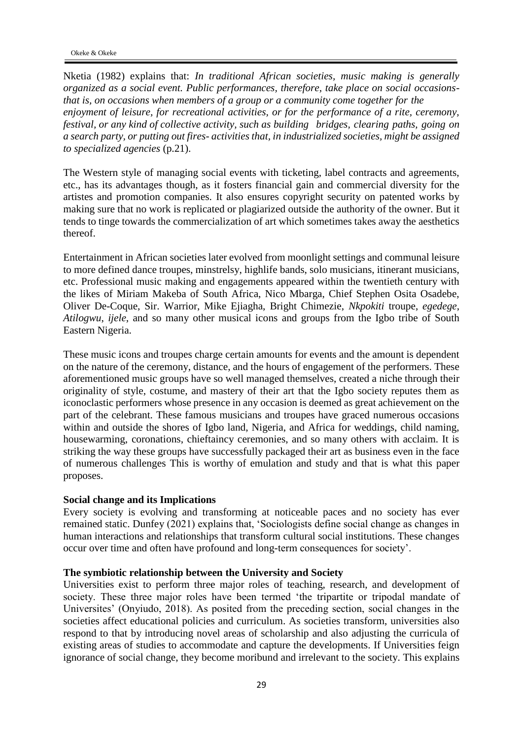Nketia (1982) explains that: *In traditional African societies, music making is generally organized as a social event. Public performances, therefore, take place on social occasions-that is, on occasions when members of a group or a community come together for the enjoyment of leisure, for recreational activities, or for the performance of a rite, ceremony, festival, or any kind of collective activity, such as building bridges, clearing paths, going on a search party, or putting out fires- activities that, in industrialized societies, might be assigned to specialized agencies* (p.21).

The Western style of managing social events with ticketing, label contracts and agreements, etc., has its advantages though, as it fosters financial gain and commercial diversity for the artistes and promotion companies. It also ensures copyright security on patented works by making sure that no work is replicated or plagiarized outside the authority of the owner. But it tends to tinge towards the commercialization of art which sometimes takes away the aesthetics thereof.

Entertainment in African societies later evolved from moonlight settings and communal leisure to more defined dance troupes, minstrelsy, highlife bands, solo musicians, itinerant musicians, etc. Professional music making and engagements appeared within the twentieth century with the likes of Miriam Makeba of South Africa, Nico Mbarga, Chief Stephen Osita Osadebe, Oliver De-Coque, Sir. Warrior, Mike Ejiagha, Bright Chimezie, *Nkpokiti* troupe, *egedege*, *Atilogwu, ijele*, and so many other musical icons and groups from the Igbo tribe of South Eastern Nigeria.

These music icons and troupes charge certain amounts for events and the amount is dependent on the nature of the ceremony, distance, and the hours of engagement of the performers. These aforementioned music groups have so well managed themselves, created a niche through their originality of style, costume, and mastery of their art that the Igbo society reputes them as iconoclastic performers whose presence in any occasion is deemed as great achievement on the part of the celebrant. These famous musicians and troupes have graced numerous occasions within and outside the shores of Igbo land, Nigeria, and Africa for weddings, child naming, housewarming, coronations, chieftaincy ceremonies, and so many others with acclaim. It is striking the way these groups have successfully packaged their art as business even in the face of numerous challenges This is worthy of emulation and study and that is what this paper proposes.

**Social change and its Implications**

Every society is evolving and transforming at noticeable paces and no society has ever remained static. Dunfey (2021) explains that, 'Sociologists define social change as changes in human interactions and relationships that transform cultural social institutions. These changes occur over time and often have profound and long-term consequences for society'.

**The symbiotic relationship between the University and Society**

Universities exist to perform three major roles of teaching, research, and development of society. These three major roles have been termed 'the tripartite or tripodal mandate of Universites' (Onyiudo, 2018). As posited from the preceding section, social changes in the societies affect educational policies and curriculum. As societies transform, universities also respond to that by introducing novel areas of scholarship and also adjusting the curricula of existing areas of studies to accommodate and capture the developments. If Universities feign ignorance of social change, they become moribund and irrelevant to the society. This explains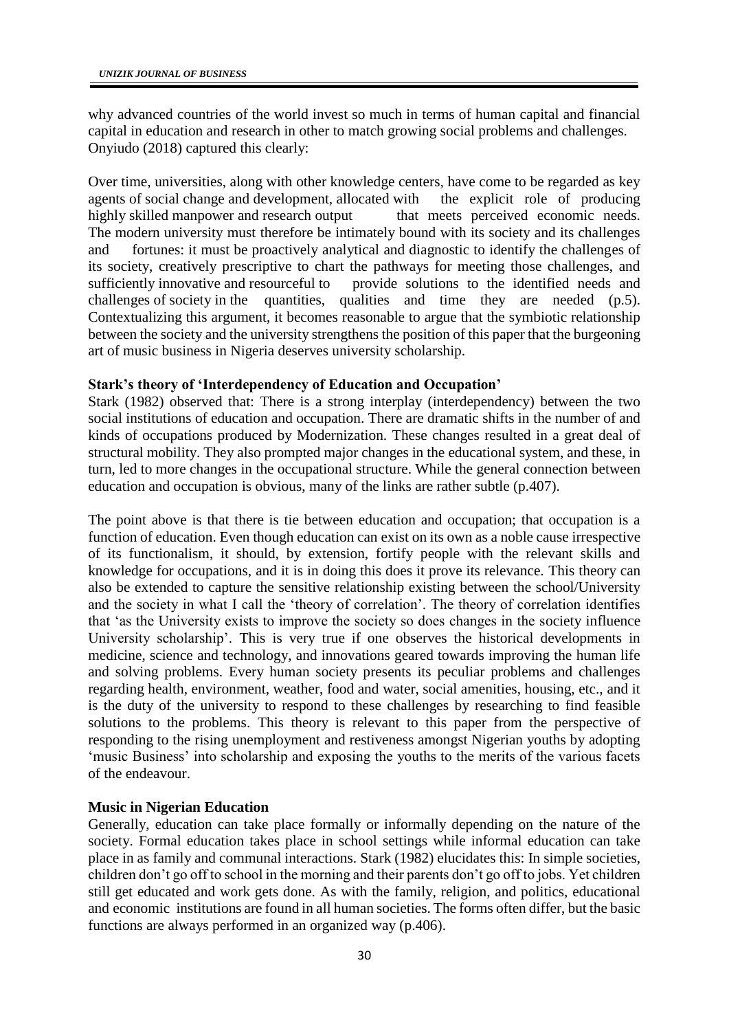why advanced countries of the world invest so much in terms of human capital and financial capital in education and research in other to match growing social problems and challenges. Onyiudo (2018) captured this clearly:

Over time, universities, along with other knowledge centers, have come to be regarded as key agents of social change and development, allocated with the explicit role of producing highly skilled manpower and research output that meets perceived economic needs. The modern university must therefore be intimately bound with its society and its challenges and fortunes: it must be proactively analytical and diagnostic to identify the challenges of its society, creatively prescriptive to chart the pathways for meeting those challenges, and sufficiently innovative and resourceful to provide solutions to the identified needs and challenges of society in the quantities, qualities and time they are needed (p.5). Contextualizing this argument, it becomes reasonable to argue that the symbiotic relationship between the society and the university strengthens the position of this paper that the burgeoning art of music business in Nigeria deserves university scholarship.

**Stark's theory of 'Interdependency of Education and Occupation'**

Stark (1982) observed that: There is a strong interplay (interdependency) between the two social institutions of education and occupation. There are dramatic shifts in the number of and kinds of occupations produced by Modernization. These changes resulted in a great deal of structural mobility. They also prompted major changes in the educational system, and these, in turn, led to more changes in the occupational structure. While the general connection between education and occupation is obvious, many of the links are rather subtle (p.407).

The point above is that there is tie between education and occupation; that occupation is a function of education. Even though education can exist on its own as a noble cause irrespective of its functionalism, it should, by extension, fortify people with the relevant skills and knowledge for occupations, and it is in doing this does it prove its relevance. This theory can also be extended to capture the sensitive relationship existing between the school/University and the society in what I call the 'theory of correlation'. The theory of correlation identifies that 'as the University exists to improve the society so does changes in the society influence University scholarship'. This is very true if one observes the historical developments in medicine, science and technology, and innovations geared towards improving the human life and solving problems. Every human society presents its peculiar problems and challenges regarding health, environment, weather, food and water, social amenities, housing, etc., and it is the duty of the university to respond to these challenges by researching to find feasible solutions to the problems. This theory is relevant to this paper from the perspective of responding to the rising unemployment and restiveness amongst Nigerian youths by adopting 'music Business' into scholarship and exposing the youths to the merits of the various facets of the endeavour.

**Music in Nigerian Education**

Generally, education can take place formally or informally depending on the nature of the society. Formal education takes place in school settings while informal education can take place in as family and communal interactions. Stark (1982) elucidates this: In simple societies, children don't go off to school in the morning and their parents don't go off to jobs. Yet children still get educated and work gets done. As with the family, religion, and politics, educational and economic institutions are found in all human societies. The forms often differ, but the basic functions are always performed in an organized way (p.406).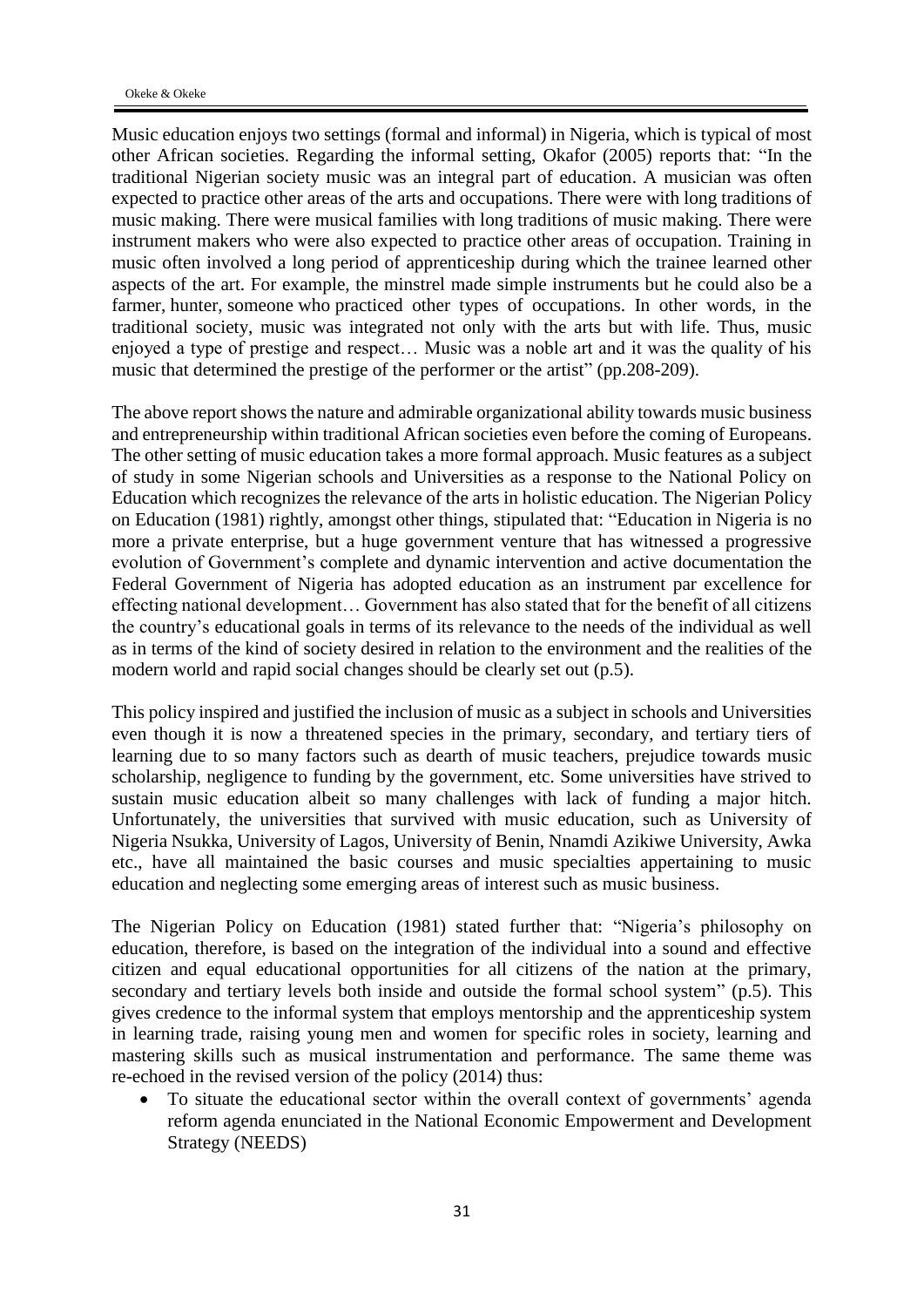Music education enjoys two settings (formal and informal) in Nigeria, which is typical of most other African societies. Regarding the informal setting, Okafor (2005) reports that: "In the traditional Nigerian society music was an integral part of education. A musician was often expected to practice other areas of the arts and occupations. There were with long traditions of music making. There were musical families with long traditions of music making. There were instrument makers who were also expected to practice other areas of occupation. Training in music often involved a long period of apprenticeship during which the trainee learned other aspects of the art. For example, the minstrel made simple instruments but he could also be a farmer, hunter, someone who practiced other types of occupations. In other words, in the traditional society, music was integrated not only with the arts but with life. Thus, music enjoyed a type of prestige and respect… Music was a noble art and it was the quality of his music that determined the prestige of the performer or the artist" (pp.208-209).

The above report shows the nature and admirable organizational ability towards music business and entrepreneurship within traditional African societies even before the coming of Europeans. The other setting of music education takes a more formal approach. Music features as a subject of study in some Nigerian schools and Universities as a response to the National Policy on Education which recognizes the relevance of the arts in holistic education. The Nigerian Policy on Education (1981) rightly, amongst other things, stipulated that: "Education in Nigeria is no more a private enterprise, but a huge government venture that has witnessed a progressive evolution of Government's complete and dynamic intervention and active documentation the Federal Government of Nigeria has adopted education as an instrument par excellence for effecting national development… Government has also stated that for the benefit of all citizens the country's educational goals in terms of its relevance to the needs of the individual as well as in terms of the kind of society desired in relation to the environment and the realities of the modern world and rapid social changes should be clearly set out (p.5).

This policy inspired and justified the inclusion of music as a subject in schools and Universities even though it is now a threatened species in the primary, secondary, and tertiary tiers of learning due to so many factors such as dearth of music teachers, prejudice towards music scholarship, negligence to funding by the government, etc. Some universities have strived to sustain music education albeit so many challenges with lack of funding a major hitch. Unfortunately, the universities that survived with music education, such as University of Nigeria Nsukka, University of Lagos, University of Benin, Nnamdi Azikiwe University, Awka etc., have all maintained the basic courses and music specialties appertaining to music education and neglecting some emerging areas of interest such as music business.

The Nigerian Policy on Education (1981) stated further that: "Nigeria's philosophy on education, therefore, is based on the integration of the individual into a sound and effective citizen and equal educational opportunities for all citizens of the nation at the primary, secondary and tertiary levels both inside and outside the formal school system" (p.5). This gives credence to the informal system that employs mentorship and the apprenticeship system in learning trade, raising young men and women for specific roles in society, learning and mastering skills such as musical instrumentation and performance. The same theme was re-echoed in the revised version of the policy (2014) thus:

- To situate the educational sector within the overall context of governments' agenda reform agenda enunciated in the National Economic Empowerment and Development Strategy (NEEDS)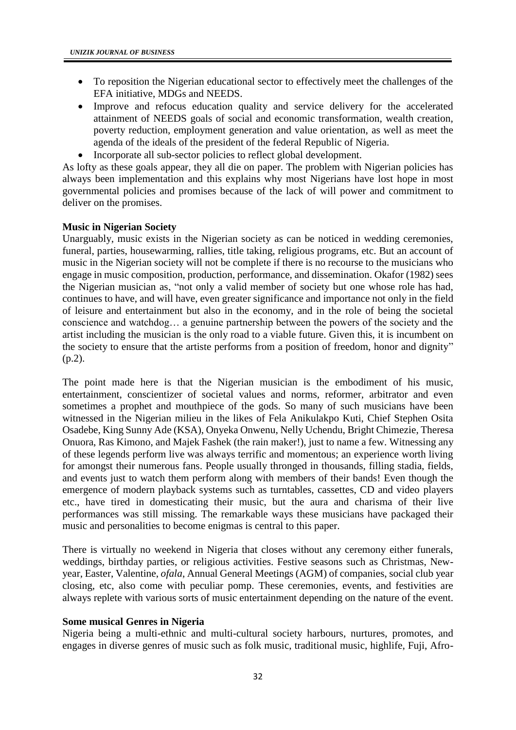- To reposition the Nigerian educational sector to effectively meet the challenges of the EFA initiative, MDGs and NEEDS.
- Improve and refocus education quality and service delivery for the accelerated attainment of NEEDS goals of social and economic transformation, wealth creation, poverty reduction, employment generation and value orientation, as well as meet the agenda of the ideals of the president of the federal Republic of Nigeria.
- Incorporate all sub-sector policies to reflect global development.

As lofty as these goals appear, they all die on paper. The problem with Nigerian policies has always been implementation and this explains why most Nigerians have lost hope in most governmental policies and promises because of the lack of will power and commitment to deliver on the promises.

**Music in Nigerian Society**

Unarguably, music exists in the Nigerian society as can be noticed in wedding ceremonies, funeral, parties, housewarming, rallies, title taking, religious programs, etc. But an account of music in the Nigerian society will not be complete if there is no recourse to the musicians who engage in music composition, production, performance, and dissemination. Okafor (1982) sees the Nigerian musician as, "not only a valid member of society but one whose role has had, continues to have, and will have, even greater significance and importance not only in the field of leisure and entertainment but also in the economy, and in the role of being the societal conscience and watchdog… a genuine partnership between the powers of the society and the artist including the musician is the only road to a viable future. Given this, it is incumbent on the society to ensure that the artiste performs from a position of freedom, honor and dignity" (p.2).

The point made here is that the Nigerian musician is the embodiment of his music, entertainment, conscientizer of societal values and norms, reformer, arbitrator and even sometimes a prophet and mouthpiece of the gods. So many of such musicians have been witnessed in the Nigerian milieu in the likes of Fela Anikulakpo Kuti, Chief Stephen Osita Osadebe, King Sunny Ade (KSA), Onyeka Onwenu, Nelly Uchendu, Bright Chimezie, Theresa Onuora, Ras Kimono, and Majek Fashek (the rain maker!), just to name a few. Witnessing any of these legends perform live was always terrific and momentous; an experience worth living for amongst their numerous fans. People usually thronged in thousands, filling stadia, fields, and events just to watch them perform along with members of their bands! Even though the emergence of modern playback systems such as turntables, cassettes, CD and video players etc., have tired in domesticating their music, but the aura and charisma of their live performances was still missing. The remarkable ways these musicians have packaged their music and personalities to become enigmas is central to this paper.

There is virtually no weekend in Nigeria that closes without any ceremony either funerals, weddings, birthday parties, or religious activities. Festive seasons such as Christmas, New-year, Easter, Valentine, *ofala*, Annual General Meetings (AGM) of companies, social club year closing, etc, also come with peculiar pomp. These ceremonies, events, and festivities are always replete with various sorts of music entertainment depending on the nature of the event.

**Some musical Genres in Nigeria**

Nigeria being a multi-ethnic and multi-cultural society harbours, nurtures, promotes, and engages in diverse genres of music such as folk music, traditional music, highlife, Fuji, Afro-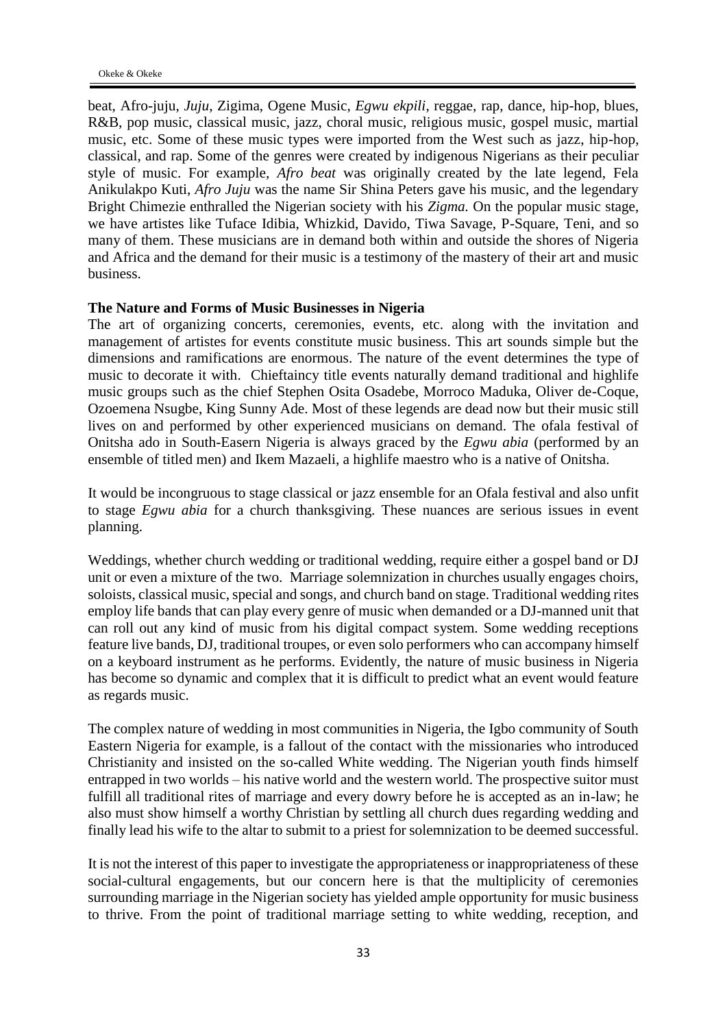beat, Afro-juju, *Juju*, Zigima, Ogene Music, *Egwu ekpili*, reggae, rap, dance, hip-hop, blues, R&B, pop music, classical music, jazz, choral music, religious music, gospel music, martial music, etc. Some of these music types were imported from the West such as jazz, hip-hop, classical, and rap. Some of the genres were created by indigenous Nigerians as their peculiar style of music. For example, *Afro beat* was originally created by the late legend, Fela Anikulakpo Kuti, *Afro Juju* was the name Sir Shina Peters gave his music, and the legendary Bright Chimezie enthralled the Nigerian society with his *Zigma.* On the popular music stage, we have artistes like Tuface Idibia, Whizkid, Davido, Tiwa Savage, P-Square, Teni, and so many of them. These musicians are in demand both within and outside the shores of Nigeria and Africa and the demand for their music is a testimony of the mastery of their art and music business.

**The Nature and Forms of Music Businesses in Nigeria**

The art of organizing concerts, ceremonies, events, etc. along with the invitation and management of artistes for events constitute music business. This art sounds simple but the dimensions and ramifications are enormous. The nature of the event determines the type of music to decorate it with. Chieftaincy title events naturally demand traditional and highlife music groups such as the chief Stephen Osita Osadebe, Morroco Maduka, Oliver de-Coque, Ozoemena Nsugbe, King Sunny Ade. Most of these legends are dead now but their music still lives on and performed by other experienced musicians on demand. The ofala festival of Onitsha ado in South-Easern Nigeria is always graced by the *Egwu abia* (performed by an ensemble of titled men) and Ikem Mazaeli, a highlife maestro who is a native of Onitsha.

It would be incongruous to stage classical or jazz ensemble for an Ofala festival and also unfit to stage *Egwu abia* for a church thanksgiving. These nuances are serious issues in event planning.

Weddings, whether church wedding or traditional wedding, require either a gospel band or DJ unit or even a mixture of the two. Marriage solemnization in churches usually engages choirs, soloists, classical music, special and songs, and church band on stage. Traditional wedding rites employ life bands that can play every genre of music when demanded or a DJ-manned unit that can roll out any kind of music from his digital compact system. Some wedding receptions feature live bands, DJ, traditional troupes, or even solo performers who can accompany himself on a keyboard instrument as he performs. Evidently, the nature of music business in Nigeria has become so dynamic and complex that it is difficult to predict what an event would feature as regards music.

The complex nature of wedding in most communities in Nigeria, the Igbo community of South Eastern Nigeria for example, is a fallout of the contact with the missionaries who introduced Christianity and insisted on the so-called White wedding. The Nigerian youth finds himself entrapped in two worlds – his native world and the western world. The prospective suitor must fulfill all traditional rites of marriage and every dowry before he is accepted as an in-law; he also must show himself a worthy Christian by settling all church dues regarding wedding and finally lead his wife to the altar to submit to a priest for solemnization to be deemed successful.

It is not the interest of this paper to investigate the appropriateness or inappropriateness of these social-cultural engagements, but our concern here is that the multiplicity of ceremonies surrounding marriage in the Nigerian society has yielded ample opportunity for music business to thrive. From the point of traditional marriage setting to white wedding, reception, and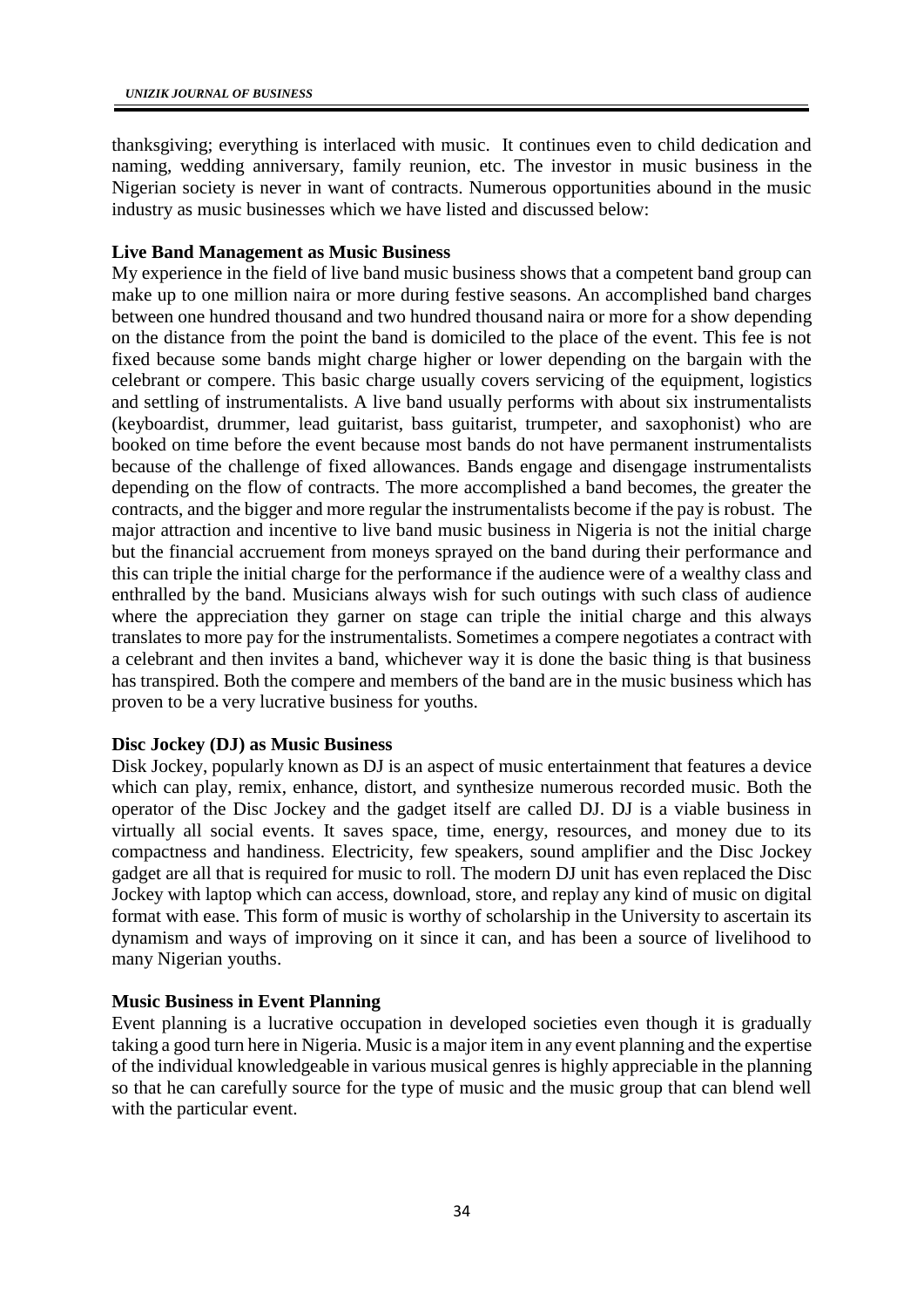thanksgiving; everything is interlaced with music. It continues even to child dedication and naming, wedding anniversary, family reunion, etc. The investor in music business in the Nigerian society is never in want of contracts. Numerous opportunities abound in the music industry as music businesses which we have listed and discussed below:

**Live Band Management as Music Business**

My experience in the field of live band music business shows that a competent band group can make up to one million naira or more during festive seasons. An accomplished band charges between one hundred thousand and two hundred thousand naira or more for a show depending on the distance from the point the band is domiciled to the place of the event. This fee is not fixed because some bands might charge higher or lower depending on the bargain with the celebrant or compere. This basic charge usually covers servicing of the equipment, logistics and settling of instrumentalists. A live band usually performs with about six instrumentalists (keyboardist, drummer, lead guitarist, bass guitarist, trumpeter, and saxophonist) who are booked on time before the event because most bands do not have permanent instrumentalists because of the challenge of fixed allowances. Bands engage and disengage instrumentalists depending on the flow of contracts. The more accomplished a band becomes, the greater the contracts, and the bigger and more regular the instrumentalists become if the pay is robust. The major attraction and incentive to live band music business in Nigeria is not the initial charge but the financial accruement from moneys sprayed on the band during their performance and this can triple the initial charge for the performance if the audience were of a wealthy class and enthralled by the band. Musicians always wish for such outings with such class of audience where the appreciation they garner on stage can triple the initial charge and this always translates to more pay for the instrumentalists. Sometimes a compere negotiates a contract with a celebrant and then invites a band, whichever way it is done the basic thing is that business has transpired. Both the compere and members of the band are in the music business which has proven to be a very lucrative business for youths.

**Disc Jockey (DJ) as Music Business**

Disk Jockey, popularly known as DJ is an aspect of music entertainment that features a device which can play, remix, enhance, distort, and synthesize numerous recorded music. Both the operator of the Disc Jockey and the gadget itself are called DJ. DJ is a viable business in virtually all social events. It saves space, time, energy, resources, and money due to its compactness and handiness. Electricity, few speakers, sound amplifier and the Disc Jockey gadget are all that is required for music to roll. The modern DJ unit has even replaced the Disc Jockey with laptop which can access, download, store, and replay any kind of music on digital format with ease. This form of music is worthy of scholarship in the University to ascertain its dynamism and ways of improving on it since it can, and has been a source of livelihood to many Nigerian youths.

**Music Business in Event Planning**

Event planning is a lucrative occupation in developed societies even though it is gradually taking a good turn here in Nigeria. Music is a major item in any event planning and the expertise of the individual knowledgeable in various musical genres is highly appreciable in the planning so that he can carefully source for the type of music and the music group that can blend well with the particular event.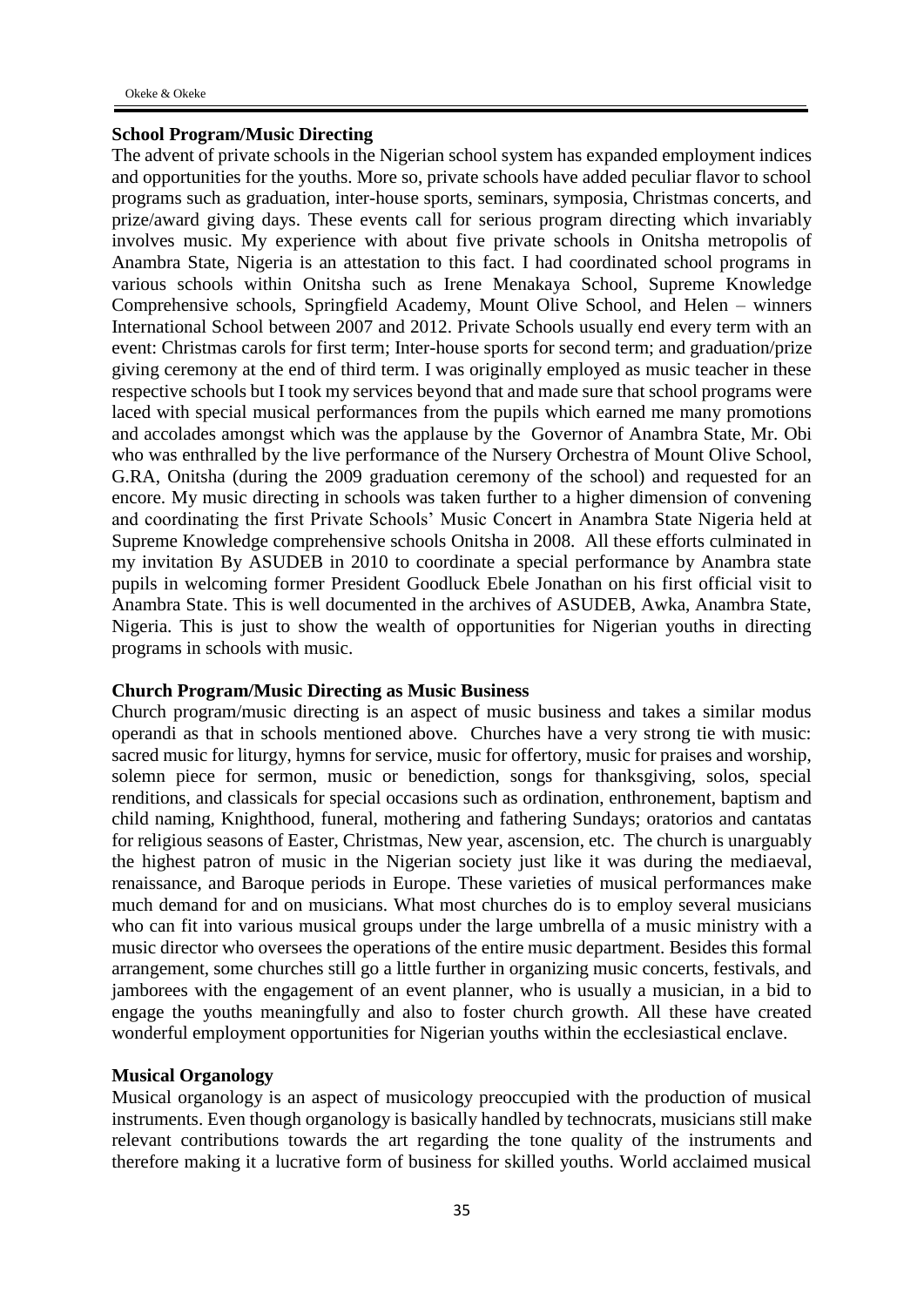**School Program/Music Directing**

The advent of private schools in the Nigerian school system has expanded employment indices and opportunities for the youths. More so, private schools have added peculiar flavor to school programs such as graduation, inter-house sports, seminars, symposia, Christmas concerts, and prize/award giving days. These events call for serious program directing which invariably involves music. My experience with about five private schools in Onitsha metropolis of Anambra State, Nigeria is an attestation to this fact. I had coordinated school programs in various schools within Onitsha such as Irene Menakaya School, Supreme Knowledge Comprehensive schools, Springfield Academy, Mount Olive School, and Helen – winners International School between 2007 and 2012. Private Schools usually end every term with an event: Christmas carols for first term; Inter-house sports for second term; and graduation/prize giving ceremony at the end of third term. I was originally employed as music teacher in these respective schools but I took my services beyond that and made sure that school programs were laced with special musical performances from the pupils which earned me many promotions and accolades amongst which was the applause by the Governor of Anambra State, Mr. Obi who was enthralled by the live performance of the Nursery Orchestra of Mount Olive School, G.RA, Onitsha (during the 2009 graduation ceremony of the school) and requested for an encore. My music directing in schools was taken further to a higher dimension of convening and coordinating the first Private Schools' Music Concert in Anambra State Nigeria held at Supreme Knowledge comprehensive schools Onitsha in 2008. All these efforts culminated in my invitation By ASUDEB in 2010 to coordinate a special performance by Anambra state pupils in welcoming former President Goodluck Ebele Jonathan on his first official visit to Anambra State. This is well documented in the archives of ASUDEB, Awka, Anambra State, Nigeria. This is just to show the wealth of opportunities for Nigerian youths in directing programs in schools with music.

**Church Program/Music Directing as Music Business**

Church program/music directing is an aspect of music business and takes a similar modus operandi as that in schools mentioned above. Churches have a very strong tie with music: sacred music for liturgy, hymns for service, music for offertory, music for praises and worship, solemn piece for sermon, music or benediction, songs for thanksgiving, solos, special renditions, and classicals for special occasions such as ordination, enthronement, baptism and child naming, Knighthood, funeral, mothering and fathering Sundays; oratorios and cantatas for religious seasons of Easter, Christmas, New year, ascension, etc. The church is unarguably the highest patron of music in the Nigerian society just like it was during the mediaeval, renaissance, and Baroque periods in Europe. These varieties of musical performances make much demand for and on musicians. What most churches do is to employ several musicians who can fit into various musical groups under the large umbrella of a music ministry with a music director who oversees the operations of the entire music department. Besides this formal arrangement, some churches still go a little further in organizing music concerts, festivals, and jamborees with the engagement of an event planner, who is usually a musician, in a bid to engage the youths meaningfully and also to foster church growth. All these have created wonderful employment opportunities for Nigerian youths within the ecclesiastical enclave.

**Musical Organology**

Musical organology is an aspect of musicology preoccupied with the production of musical instruments. Even though organology is basically handled by technocrats, musicians still make relevant contributions towards the art regarding the tone quality of the instruments and therefore making it a lucrative form of business for skilled youths. World acclaimed musical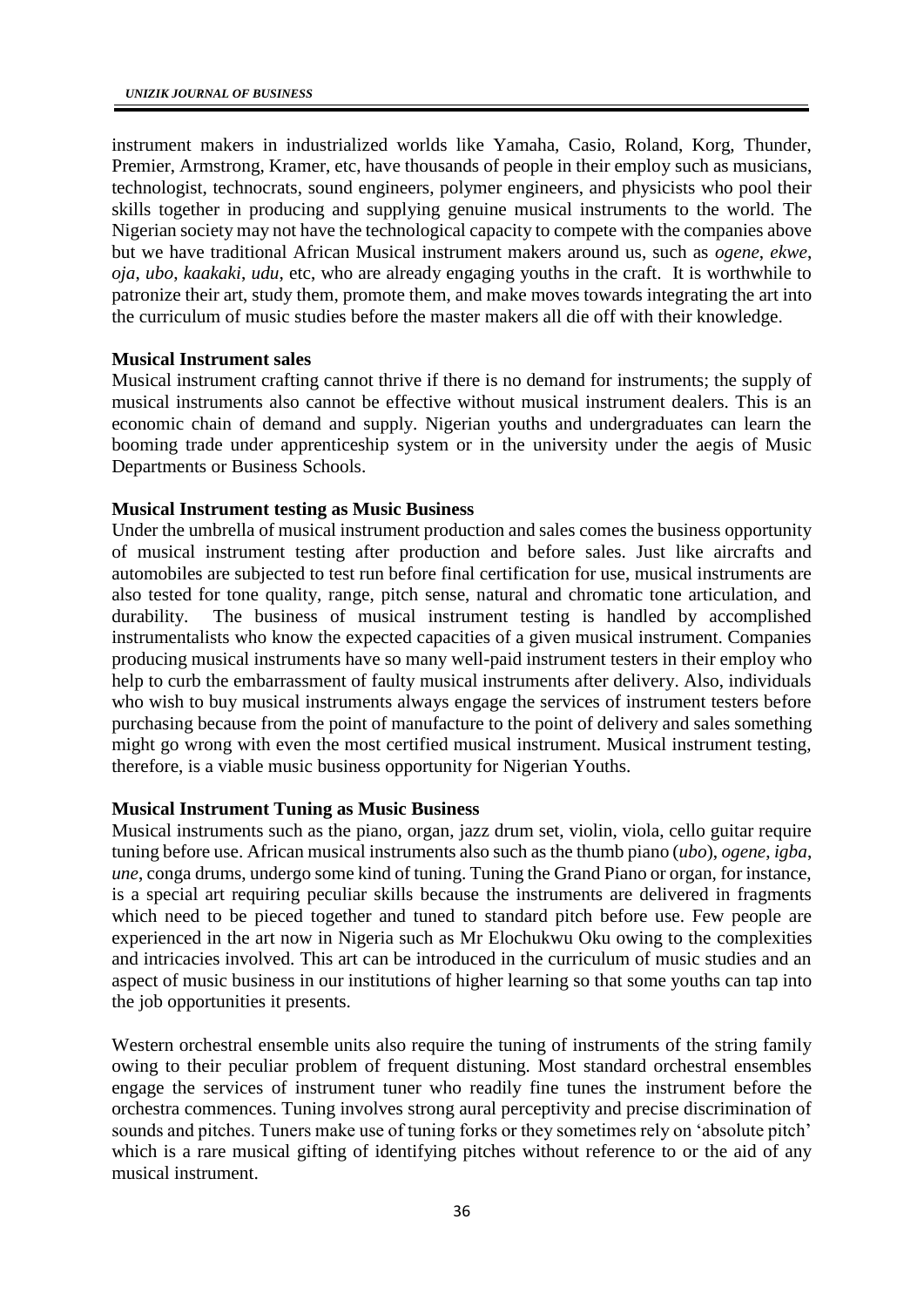instrument makers in industrialized worlds like Yamaha, Casio, Roland, Korg, Thunder, Premier, Armstrong, Kramer, etc, have thousands of people in their employ such as musicians, technologist, technocrats, sound engineers, polymer engineers, and physicists who pool their skills together in producing and supplying genuine musical instruments to the world. The Nigerian society may not have the technological capacity to compete with the companies above but we have traditional African Musical instrument makers around us, such as *ogene*, *ekwe*, *oja*, *ubo*, *kaakaki*, *udu*, etc, who are already engaging youths in the craft. It is worthwhile to patronize their art, study them, promote them, and make moves towards integrating the art into the curriculum of music studies before the master makers all die off with their knowledge.

**Musical Instrument sales**

Musical instrument crafting cannot thrive if there is no demand for instruments; the supply of musical instruments also cannot be effective without musical instrument dealers. This is an economic chain of demand and supply. Nigerian youths and undergraduates can learn the booming trade under apprenticeship system or in the university under the aegis of Music Departments or Business Schools.

**Musical Instrument testing as Music Business**

Under the umbrella of musical instrument production and sales comes the business opportunity of musical instrument testing after production and before sales. Just like aircrafts and automobiles are subjected to test run before final certification for use, musical instruments are also tested for tone quality, range, pitch sense, natural and chromatic tone articulation, and durability. The business of musical instrument testing is handled by accomplished instrumentalists who know the expected capacities of a given musical instrument. Companies producing musical instruments have so many well-paid instrument testers in their employ who help to curb the embarrassment of faulty musical instruments after delivery. Also, individuals who wish to buy musical instruments always engage the services of instrument testers before purchasing because from the point of manufacture to the point of delivery and sales something might go wrong with even the most certified musical instrument. Musical instrument testing, therefore, is a viable music business opportunity for Nigerian Youths.

**Musical Instrument Tuning as Music Business**

Musical instruments such as the piano, organ, jazz drum set, violin, viola, cello guitar require tuning before use. African musical instruments also such as the thumb piano (*ubo*), *ogene*, *igba*, *une*, conga drums, undergo some kind of tuning. Tuning the Grand Piano or organ, for instance, is a special art requiring peculiar skills because the instruments are delivered in fragments which need to be pieced together and tuned to standard pitch before use. Few people are experienced in the art now in Nigeria such as Mr Elochukwu Oku owing to the complexities and intricacies involved. This art can be introduced in the curriculum of music studies and an aspect of music business in our institutions of higher learning so that some youths can tap into the job opportunities it presents.

Western orchestral ensemble units also require the tuning of instruments of the string family owing to their peculiar problem of frequent distuning. Most standard orchestral ensembles engage the services of instrument tuner who readily fine tunes the instrument before the orchestra commences. Tuning involves strong aural perceptivity and precise discrimination of sounds and pitches. Tuners make use of tuning forks or they sometimes rely on 'absolute pitch' which is a rare musical gifting of identifying pitches without reference to or the aid of any musical instrument.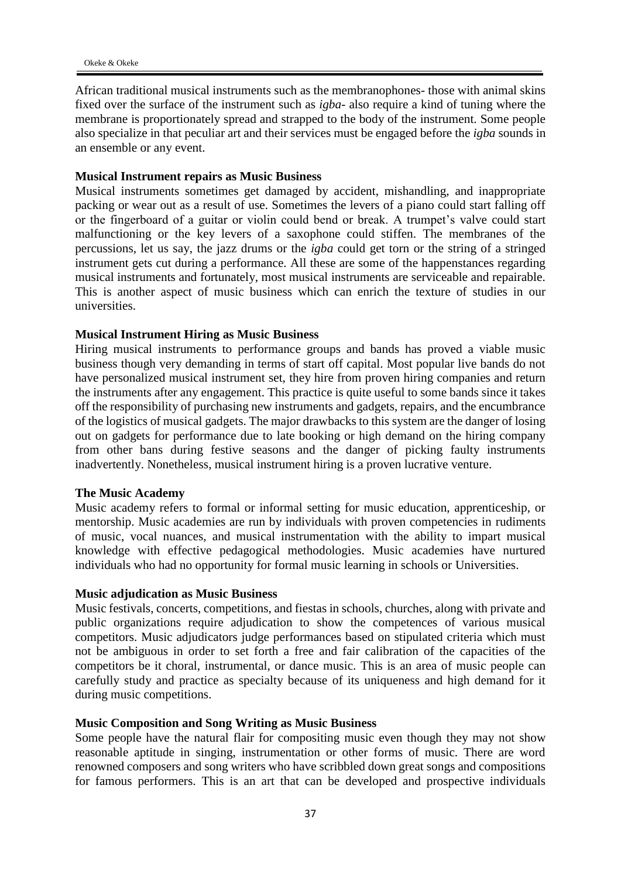African traditional musical instruments such as the membranophones- those with animal skins fixed over the surface of the instrument such as *igba*- also require a kind of tuning where the membrane is proportionately spread and strapped to the body of the instrument. Some people also specialize in that peculiar art and their services must be engaged before the *igba* sounds in an ensemble or any event.

**Musical Instrument repairs as Music Business**

Musical instruments sometimes get damaged by accident, mishandling, and inappropriate packing or wear out as a result of use. Sometimes the levers of a piano could start falling off or the fingerboard of a guitar or violin could bend or break. A trumpet's valve could start malfunctioning or the key levers of a saxophone could stiffen. The membranes of the percussions, let us say, the jazz drums or the *igba* could get torn or the string of a stringed instrument gets cut during a performance. All these are some of the happenstances regarding musical instruments and fortunately, most musical instruments are serviceable and repairable. This is another aspect of music business which can enrich the texture of studies in our universities.

**Musical Instrument Hiring as Music Business**

Hiring musical instruments to performance groups and bands has proved a viable music business though very demanding in terms of start off capital. Most popular live bands do not have personalized musical instrument set, they hire from proven hiring companies and return the instruments after any engagement. This practice is quite useful to some bands since it takes off the responsibility of purchasing new instruments and gadgets, repairs, and the encumbrance of the logistics of musical gadgets. The major drawbacks to this system are the danger of losing out on gadgets for performance due to late booking or high demand on the hiring company from other bans during festive seasons and the danger of picking faulty instruments inadvertently. Nonetheless, musical instrument hiring is a proven lucrative venture.

**The Music Academy**

Music academy refers to formal or informal setting for music education, apprenticeship, or mentorship. Music academies are run by individuals with proven competencies in rudiments of music, vocal nuances, and musical instrumentation with the ability to impart musical knowledge with effective pedagogical methodologies. Music academies have nurtured individuals who had no opportunity for formal music learning in schools or Universities.

**Music adjudication as Music Business**

Music festivals, concerts, competitions, and fiestas in schools, churches, along with private and public organizations require adjudication to show the competences of various musical competitors. Music adjudicators judge performances based on stipulated criteria which must not be ambiguous in order to set forth a free and fair calibration of the capacities of the competitors be it choral, instrumental, or dance music. This is an area of music people can carefully study and practice as specialty because of its uniqueness and high demand for it during music competitions.

**Music Composition and Song Writing as Music Business**

Some people have the natural flair for compositing music even though they may not show reasonable aptitude in singing, instrumentation or other forms of music. There are word renowned composers and song writers who have scribbled down great songs and compositions for famous performers. This is an art that can be developed and prospective individuals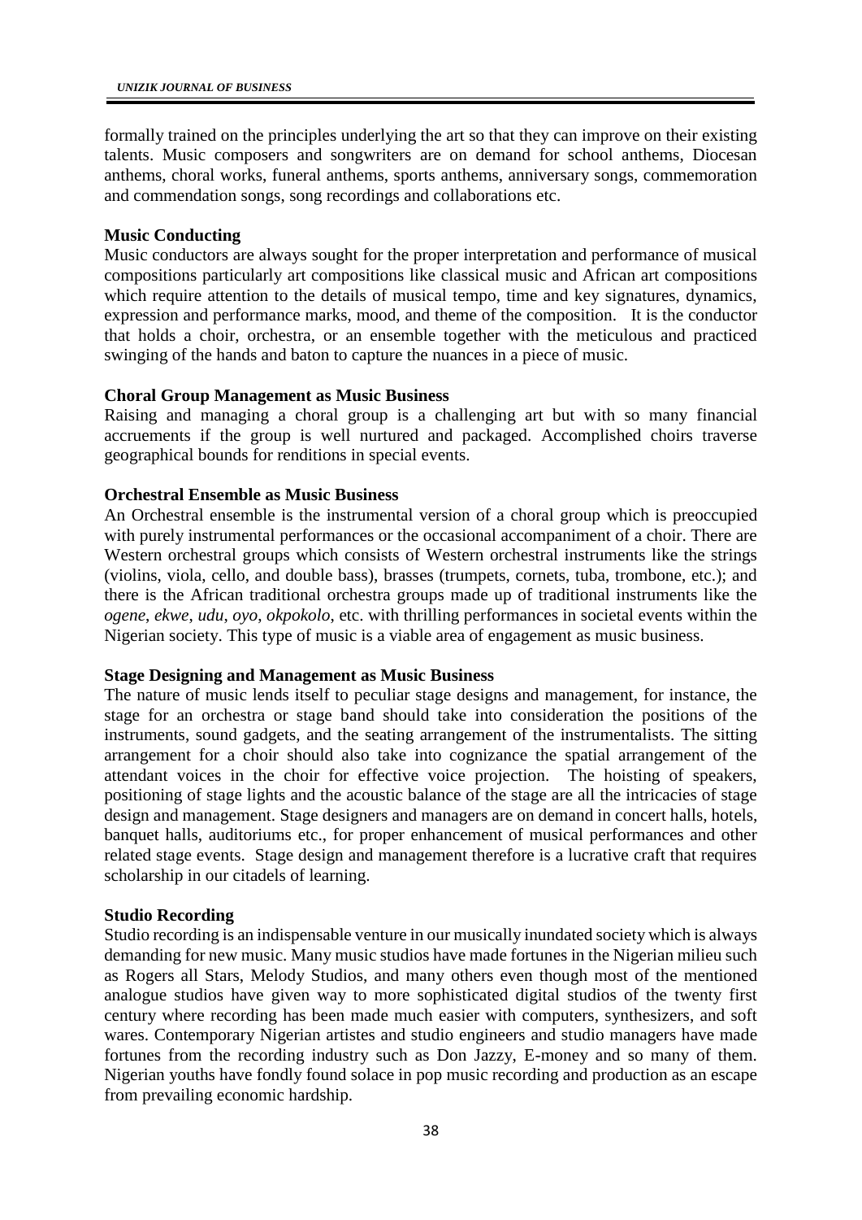formally trained on the principles underlying the art so that they can improve on their existing talents. Music composers and songwriters are on demand for school anthems, Diocesan anthems, choral works, funeral anthems, sports anthems, anniversary songs, commemoration and commendation songs, song recordings and collaborations etc.

**Music Conducting**

Music conductors are always sought for the proper interpretation and performance of musical compositions particularly art compositions like classical music and African art compositions which require attention to the details of musical tempo, time and key signatures, dynamics, expression and performance marks, mood, and theme of the composition. It is the conductor that holds a choir, orchestra, or an ensemble together with the meticulous and practiced swinging of the hands and baton to capture the nuances in a piece of music.

**Choral Group Management as Music Business**

Raising and managing a choral group is a challenging art but with so many financial accruements if the group is well nurtured and packaged. Accomplished choirs traverse geographical bounds for renditions in special events.

**Orchestral Ensemble as Music Business**

An Orchestral ensemble is the instrumental version of a choral group which is preoccupied with purely instrumental performances or the occasional accompaniment of a choir. There are Western orchestral groups which consists of Western orchestral instruments like the strings (violins, viola, cello, and double bass), brasses (trumpets, cornets, tuba, trombone, etc.); and there is the African traditional orchestra groups made up of traditional instruments like the *ogene*, *ekwe*, *udu*, *oyo*, *okpokolo*, etc. with thrilling performances in societal events within the Nigerian society. This type of music is a viable area of engagement as music business.

**Stage Designing and Management as Music Business**

The nature of music lends itself to peculiar stage designs and management, for instance, the stage for an orchestra or stage band should take into consideration the positions of the instruments, sound gadgets, and the seating arrangement of the instrumentalists. The sitting arrangement for a choir should also take into cognizance the spatial arrangement of the attendant voices in the choir for effective voice projection. The hoisting of speakers, positioning of stage lights and the acoustic balance of the stage are all the intricacies of stage design and management. Stage designers and managers are on demand in concert halls, hotels, banquet halls, auditoriums etc., for proper enhancement of musical performances and other related stage events. Stage design and management therefore is a lucrative craft that requires scholarship in our citadels of learning.

**Studio Recording**

Studio recording is an indispensable venture in our musically inundated society which is always demanding for new music. Many music studios have made fortunes in the Nigerian milieu such as Rogers all Stars, Melody Studios, and many others even though most of the mentioned analogue studios have given way to more sophisticated digital studios of the twenty first century where recording has been made much easier with computers, synthesizers, and soft wares. Contemporary Nigerian artistes and studio engineers and studio managers have made fortunes from the recording industry such as Don Jazzy, E-money and so many of them. Nigerian youths have fondly found solace in pop music recording and production as an escape from prevailing economic hardship.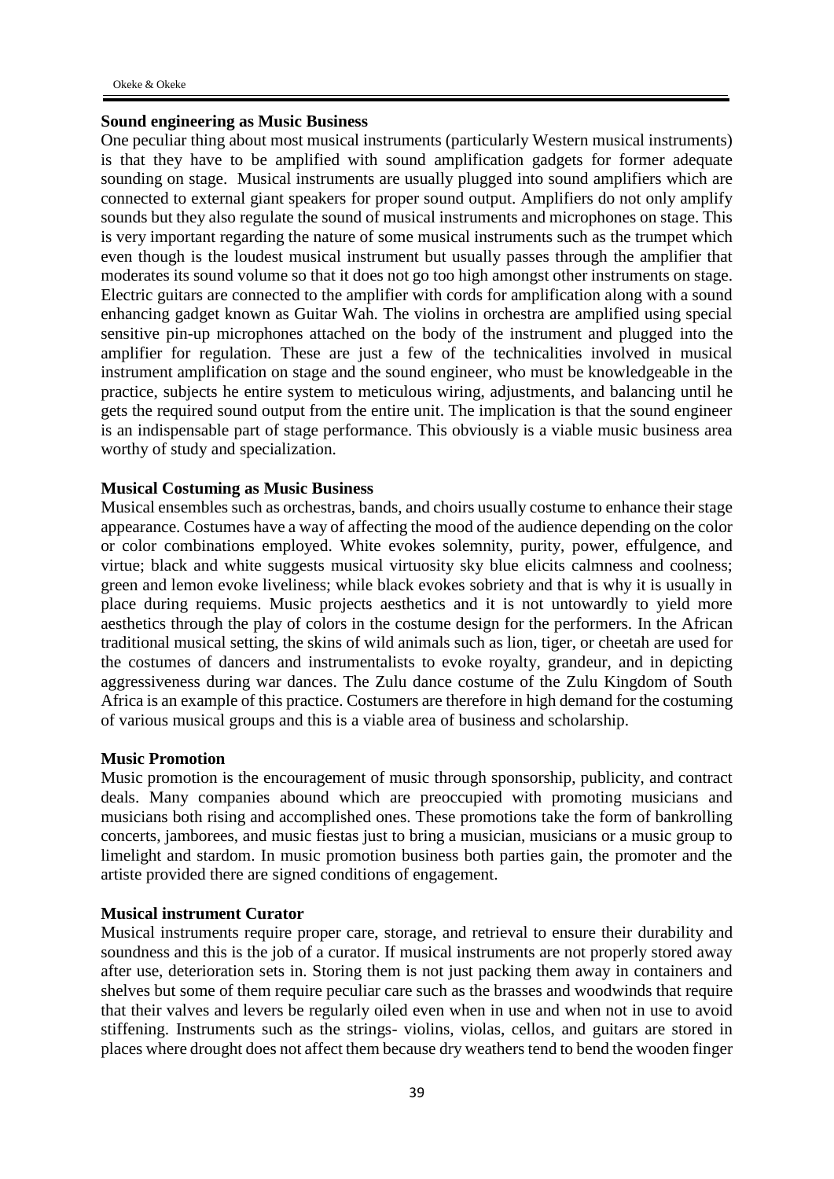**Sound engineering as Music Business**

One peculiar thing about most musical instruments (particularly Western musical instruments) is that they have to be amplified with sound amplification gadgets for former adequate sounding on stage. Musical instruments are usually plugged into sound amplifiers which are connected to external giant speakers for proper sound output. Amplifiers do not only amplify sounds but they also regulate the sound of musical instruments and microphones on stage. This is very important regarding the nature of some musical instruments such as the trumpet which even though is the loudest musical instrument but usually passes through the amplifier that moderates its sound volume so that it does not go too high amongst other instruments on stage. Electric guitars are connected to the amplifier with cords for amplification along with a sound enhancing gadget known as Guitar Wah. The violins in orchestra are amplified using special sensitive pin-up microphones attached on the body of the instrument and plugged into the amplifier for regulation. These are just a few of the technicalities involved in musical instrument amplification on stage and the sound engineer, who must be knowledgeable in the practice, subjects he entire system to meticulous wiring, adjustments, and balancing until he gets the required sound output from the entire unit. The implication is that the sound engineer is an indispensable part of stage performance. This obviously is a viable music business area worthy of study and specialization.

**Musical Costuming as Music Business**

Musical ensembles such as orchestras, bands, and choirs usually costume to enhance their stage appearance. Costumes have a way of affecting the mood of the audience depending on the color or color combinations employed. White evokes solemnity, purity, power, effulgence, and virtue; black and white suggests musical virtuosity sky blue elicits calmness and coolness; green and lemon evoke liveliness; while black evokes sobriety and that is why it is usually in place during requiems. Music projects aesthetics and it is not untowardly to yield more aesthetics through the play of colors in the costume design for the performers. In the African traditional musical setting, the skins of wild animals such as lion, tiger, or cheetah are used for the costumes of dancers and instrumentalists to evoke royalty, grandeur, and in depicting aggressiveness during war dances. The Zulu dance costume of the Zulu Kingdom of South Africa is an example of this practice. Costumers are therefore in high demand for the costuming of various musical groups and this is a viable area of business and scholarship.

**Music Promotion**

Music promotion is the encouragement of music through sponsorship, publicity, and contract deals. Many companies abound which are preoccupied with promoting musicians and musicians both rising and accomplished ones. These promotions take the form of bankrolling concerts, jamborees, and music fiestas just to bring a musician, musicians or a music group to limelight and stardom. In music promotion business both parties gain, the promoter and the artiste provided there are signed conditions of engagement.

**Musical instrument Curator**

Musical instruments require proper care, storage, and retrieval to ensure their durability and soundness and this is the job of a curator. If musical instruments are not properly stored away after use, deterioration sets in. Storing them is not just packing them away in containers and shelves but some of them require peculiar care such as the brasses and woodwinds that require that their valves and levers be regularly oiled even when in use and when not in use to avoid stiffening. Instruments such as the strings- violins, violas, cellos, and guitars are stored in places where drought does not affect them because dry weathers tend to bend the wooden finger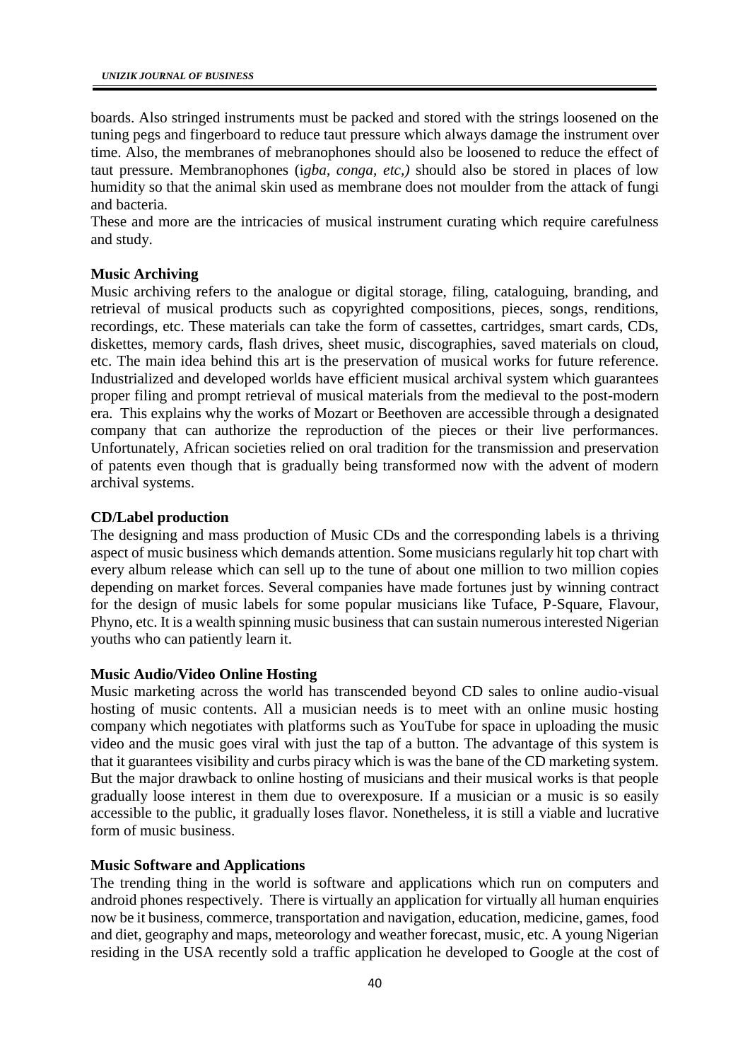boards. Also stringed instruments must be packed and stored with the strings loosened on the tuning pegs and fingerboard to reduce taut pressure which always damage the instrument over time. Also, the membranes of mebranophones should also be loosened to reduce the effect of taut pressure. Membranophones (*igba, conga, etc,)* should also be stored in places of low humidity so that the animal skin used as membrane does not moulder from the attack of fungi and bacteria.

These and more are the intricacies of musical instrument curating which require carefulness and study.

**Music Archiving**

Music archiving refers to the analogue or digital storage, filing, cataloguing, branding, and retrieval of musical products such as copyrighted compositions, pieces, songs, renditions, recordings, etc. These materials can take the form of cassettes, cartridges, smart cards, CDs, diskettes, memory cards, flash drives, sheet music, discographies, saved materials on cloud, etc. The main idea behind this art is the preservation of musical works for future reference. Industrialized and developed worlds have efficient musical archival system which guarantees proper filing and prompt retrieval of musical materials from the medieval to the post-modern era. This explains why the works of Mozart or Beethoven are accessible through a designated company that can authorize the reproduction of the pieces or their live performances. Unfortunately, African societies relied on oral tradition for the transmission and preservation of patents even though that is gradually being transformed now with the advent of modern archival systems.

**CD/Label production**

The designing and mass production of Music CDs and the corresponding labels is a thriving aspect of music business which demands attention. Some musicians regularly hit top chart with every album release which can sell up to the tune of about one million to two million copies depending on market forces. Several companies have made fortunes just by winning contract for the design of music labels for some popular musicians like Tuface, P-Square, Flavour, Phyno, etc. It is a wealth spinning music business that can sustain numerous interested Nigerian youths who can patiently learn it.

**Music Audio/Video Online Hosting**

Music marketing across the world has transcended beyond CD sales to online audio-visual hosting of music contents. All a musician needs is to meet with an online music hosting company which negotiates with platforms such as YouTube for space in uploading the music video and the music goes viral with just the tap of a button. The advantage of this system is that it guarantees visibility and curbs piracy which is was the bane of the CD marketing system. But the major drawback to online hosting of musicians and their musical works is that people gradually loose interest in them due to overexposure. If a musician or a music is so easily accessible to the public, it gradually loses flavor. Nonetheless, it is still a viable and lucrative form of music business.

**Music Software and Applications**

The trending thing in the world is software and applications which run on computers and android phones respectively. There is virtually an application for virtually all human enquiries now be it business, commerce, transportation and navigation, education, medicine, games, food and diet, geography and maps, meteorology and weather forecast, music, etc. A young Nigerian residing in the USA recently sold a traffic application he developed to Google at the cost of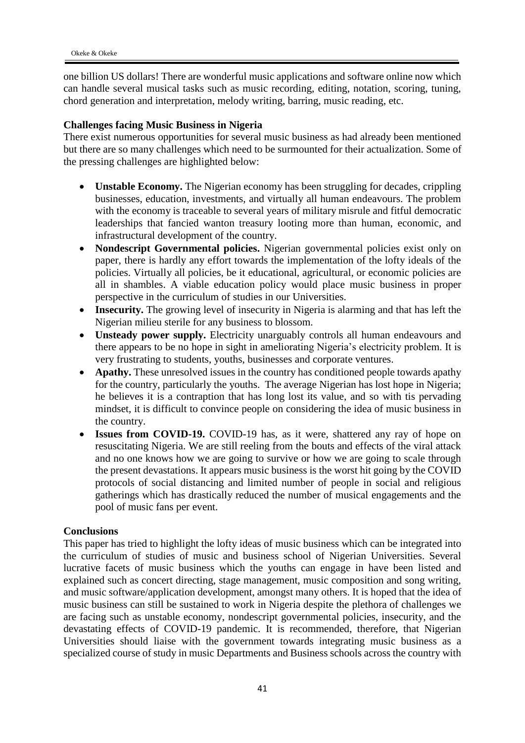one billion US dollars! There are wonderful music applications and software online now which can handle several musical tasks such as music recording, editing, notation, scoring, tuning, chord generation and interpretation, melody writing, barring, music reading, etc.

**Challenges facing Music Business in Nigeria**

There exist numerous opportunities for several music business as had already been mentioned but there are so many challenges which need to be surmounted for their actualization. Some of the pressing challenges are highlighted below:

- **Unstable Economy.** The Nigerian economy has been struggling for decades, crippling businesses, education, investments, and virtually all human endeavours. The problem with the economy is traceable to several years of military misrule and fitful democratic leaderships that fancied wanton treasury looting more than human, economic, and infrastructural development of the country.
- **Nondescript Governmental policies.** Nigerian governmental policies exist only on paper, there is hardly any effort towards the implementation of the lofty ideals of the policies. Virtually all policies, be it educational, agricultural, or economic policies are all in shambles. A viable education policy would place music business in proper perspective in the curriculum of studies in our Universities.
- **Insecurity.** The growing level of insecurity in Nigeria is alarming and that has left the Nigerian milieu sterile for any business to blossom.
- **Unsteady power supply.** Electricity unarguably controls all human endeavours and there appears to be no hope in sight in ameliorating Nigeria's electricity problem. It is very frustrating to students, youths, businesses and corporate ventures.
- **Apathy.** These unresolved issues in the country has conditioned people towards apathy for the country, particularly the youths. The average Nigerian has lost hope in Nigeria; he believes it is a contraption that has long lost its value, and so with tis pervading mindset, it is difficult to convince people on considering the idea of music business in the country.
- **Issues from COVID-19.** COVID-19 has, as it were, shattered any ray of hope on resuscitating Nigeria. We are still reeling from the bouts and effects of the viral attack and no one knows how we are going to survive or how we are going to scale through the present devastations. It appears music business is the worst hit going by the COVID protocols of social distancing and limited number of people in social and religious gatherings which has drastically reduced the number of musical engagements and the pool of music fans per event.

**Conclusions**

This paper has tried to highlight the lofty ideas of music business which can be integrated into the curriculum of studies of music and business school of Nigerian Universities. Several lucrative facets of music business which the youths can engage in have been listed and explained such as concert directing, stage management, music composition and song writing, and music software/application development, amongst many others. It is hoped that the idea of music business can still be sustained to work in Nigeria despite the plethora of challenges we are facing such as unstable economy, nondescript governmental policies, insecurity, and the devastating effects of COVID-19 pandemic. It is recommended, therefore, that Nigerian Universities should liaise with the government towards integrating music business as a specialized course of study in music Departments and Business schools across the country with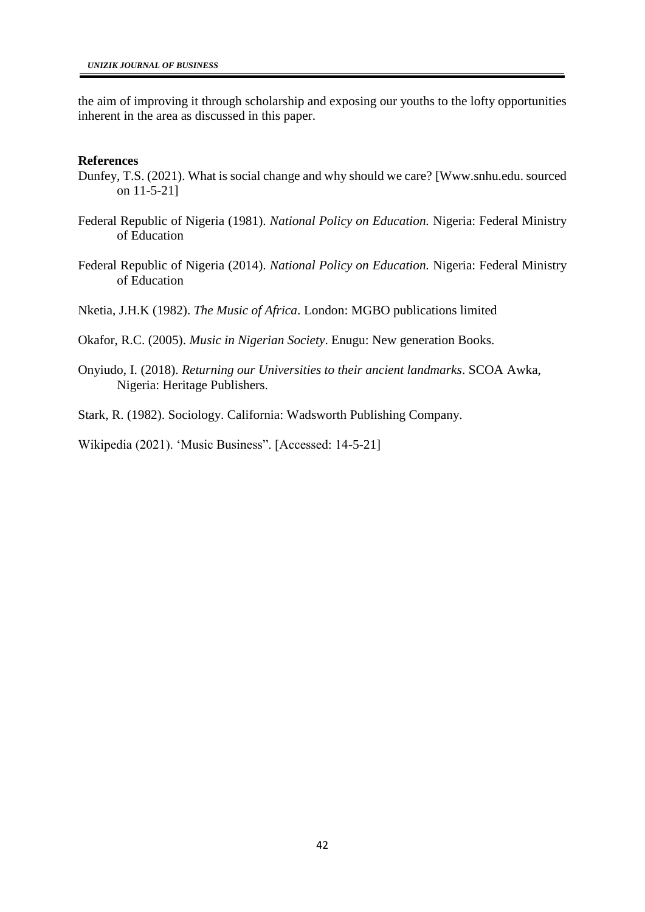the aim of improving it through scholarship and exposing our youths to the lofty opportunities inherent in the area as discussed in this paper.

**References**

Dunfey, T.S. (2021). What is social change and why should we care? [Www.snhu.edu. sourced on 11-5-21]

Federal Republic of Nigeria (1981). *National Policy on Education.* Nigeria: Federal Ministry of Education

Federal Republic of Nigeria (2014). *National Policy on Education.* Nigeria: Federal Ministry of Education

Nketia, J.H.K (1982). *The Music of Africa*. London: MGBO publications limited

Okafor, R.C. (2005). *Music in Nigerian Society*. Enugu: New generation Books.

Onyiudo, I. (2018). *Returning our Universities to their ancient landmarks*. SCOA Awka, Nigeria: Heritage Publishers.

Stark, R. (1982). Sociology. California: Wadsworth Publishing Company.

Wikipedia (2021). 'Music Business". [Accessed: 14-5-21]